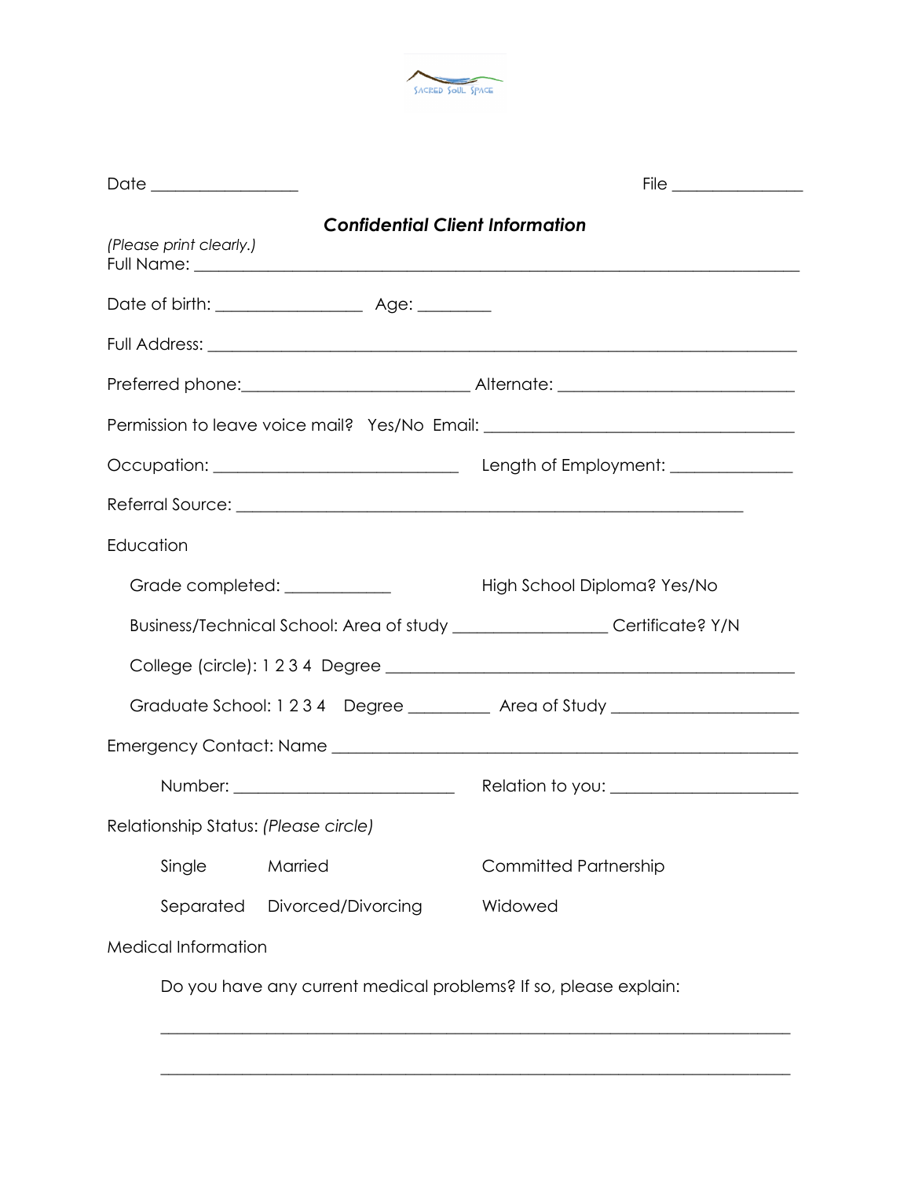Date _________________ File _______________

## *Confidential Client Information*

*(Please print clearly.)*

Full Name: ______________________________________________________________________

Date of birth: _________________ Age: ________

Full Address: ____________________________________________________________________

Preferred phone:__________________________ Alternate: ___________________________

Permission to leave voice mail? Yes/No Email: ____________________________________

Occupation: _____________________________ Length of Employment: ______________

Referral Source: ___________________________________________________________

Education

Grade completed: ____________ High School Diploma? Yes/No

Business/Technical School: Area of study __________________ Certificate? Y/N

College (circle): 1 2 3 4 Degree ______________________________________________

Graduate School: 1 2 3 4 Degree _________ Area of Study _____________________

Emergency Contact: Name ______________________________________________________

Number: __________________________ Relation to you: _____________________

Relationship Status: *(Please circle)*

Single Married Committed Partnership

Separated Divorced/Divorcing Widowed

Medical Information

Do you have any current medical problems? If so, please explain:

___________________________________________________________________________

___________________________________________________________________________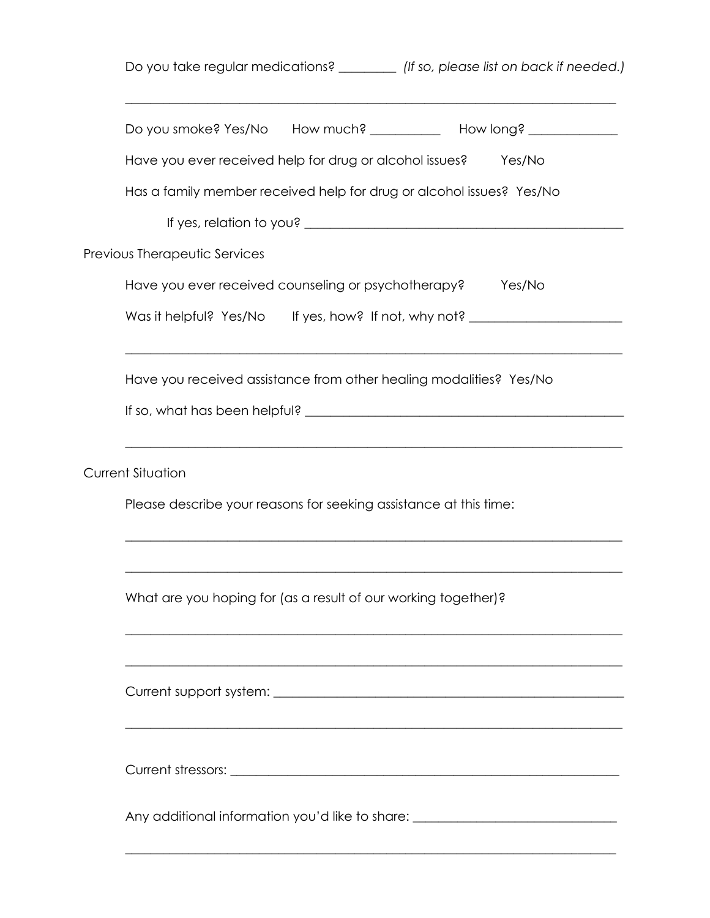Do you take regular medications? _________ *(If so, please list on back if needed.)*

______________________________________________________________________________

Do you smoke? Yes/No  How much? ___________  How long? ______________

Have you ever received help for drug or alcohol issues?  Yes/No

Has a family member received help for drug or alcohol issues? Yes/No

If yes, relation to you? ___________________________________________________

Previous Therapeutic Services

Have you ever received counseling or psychotherapy?  Yes/No

Was it helpful? Yes/No  If yes, how? If not, why not? _______________________

______________________________________________________________________________

Have you received assistance from other healing modalities? Yes/No

If so, what has been helpful? ___________________________________________________

______________________________________________________________________________

Current Situation

Please describe your reasons for seeking assistance at this time:

______________________________________________________________________________

______________________________________________________________________________

What are you hoping for (as a result of our working together)?

______________________________________________________________________________

______________________________________________________________________________

Current support system: ____________________________________________________

______________________________________________________________________________

Current stressors: __________________________________________________________

Any additional information you'd like to share: _________________________________

______________________________________________________________________________